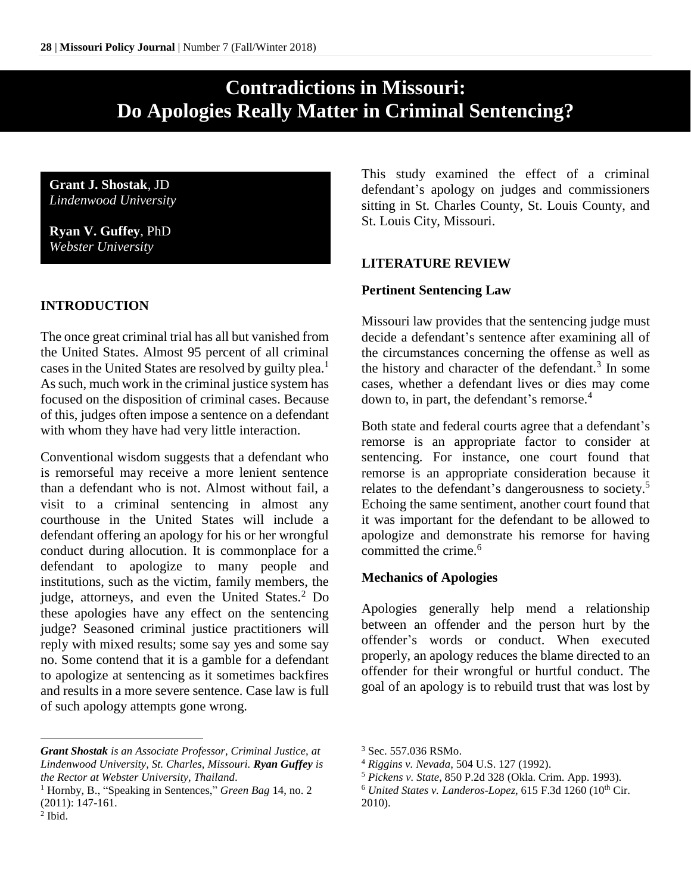# Contradictions in Missouri: Do Apologies Really Matter in Criminal Sentencing?

**Grant J. Shostak**, JD
*Lindenwood University*

**Ryan V. Guffey**, PhD
*Webster University*

## INTRODUCTION

The once great criminal trial has all but vanished from the United States. Almost 95 percent of all criminal cases in the United States are resolved by guilty plea.[1] As such, much work in the criminal justice system has focused on the disposition of criminal cases. Because of this, judges often impose a sentence on a defendant with whom they have had very little interaction.

Conventional wisdom suggests that a defendant who is remorseful may receive a more lenient sentence than a defendant who is not. Almost without fail, a visit to a criminal sentencing in almost any courthouse in the United States will include a defendant offering an apology for his or her wrongful conduct during allocution. It is commonplace for a defendant to apologize to many people and institutions, such as the victim, family members, the judge, attorneys, and even the United States.[2] Do these apologies have any effect on the sentencing judge? Seasoned criminal justice practitioners will reply with mixed results; some say yes and some say no. Some contend that it is a gamble for a defendant to apologize at sentencing as it sometimes backfires and results in a more severe sentence. Case law is full of such apology attempts gone wrong.

This study examined the effect of a criminal defendant's apology on judges and commissioners sitting in St. Charles County, St. Louis County, and St. Louis City, Missouri.

## LITERATURE REVIEW

### Pertinent Sentencing Law

Missouri law provides that the sentencing judge must decide a defendant's sentence after examining all of the circumstances concerning the offense as well as the history and character of the defendant.[3] In some cases, whether a defendant lives or dies may come down to, in part, the defendant's remorse.[4]

Both state and federal courts agree that a defendant's remorse is an appropriate factor to consider at sentencing. For instance, one court found that remorse is an appropriate consideration because it relates to the defendant's dangerousness to society.[5] Echoing the same sentiment, another court found that it was important for the defendant to be allowed to apologize and demonstrate his remorse for having committed the crime.[6]

### Mechanics of Apologies

Apologies generally help mend a relationship between an offender and the person hurt by the offender's words or conduct. When executed properly, an apology reduces the blame directed to an offender for their wrongful or hurtful conduct. The goal of an apology is to rebuild trust that was lost by

---

***Grant Shostak** is an Associate Professor, Criminal Justice, at Lindenwood University, St. Charles, Missouri.* ***Ryan Guffey** is the Rector at Webster University, Thailand.*

[1] Hornby, B., "Speaking in Sentences," *Green Bag* 14, no. 2 (2011): 147-161.

[2] Ibid.

[3] Sec. 557.036 RSMo.

[4] *Riggins v. Nevada*, 504 U.S. 127 (1992).

[5] *Pickens v. State*, 850 P.2d 328 (Okla. Crim. App. 1993).

[6] *United States v. Landeros-Lopez*, 615 F.3d 1260 (10th Cir. 2010).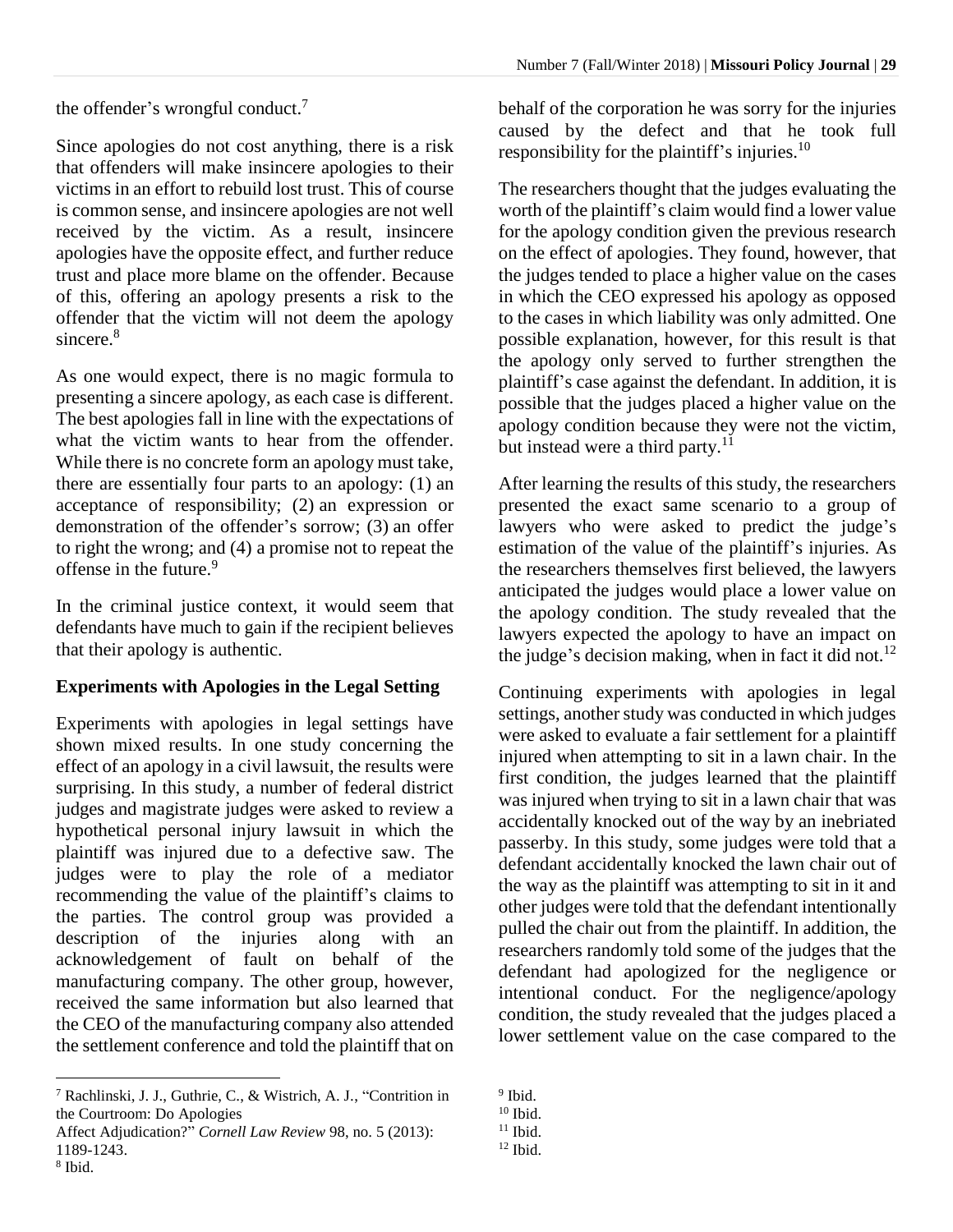the offender's wrongful conduct.[7]

Since apologies do not cost anything, there is a risk that offenders will make insincere apologies to their victims in an effort to rebuild lost trust. This of course is common sense, and insincere apologies are not well received by the victim. As a result, insincere apologies have the opposite effect, and further reduce trust and place more blame on the offender. Because of this, offering an apology presents a risk to the offender that the victim will not deem the apology sincere.[8]

As one would expect, there is no magic formula to presenting a sincere apology, as each case is different. The best apologies fall in line with the expectations of what the victim wants to hear from the offender. While there is no concrete form an apology must take, there are essentially four parts to an apology: (1) an acceptance of responsibility; (2) an expression or demonstration of the offender's sorrow; (3) an offer to right the wrong; and (4) a promise not to repeat the offense in the future.[9]

In the criminal justice context, it would seem that defendants have much to gain if the recipient believes that their apology is authentic.

**Experiments with Apologies in the Legal Setting**

Experiments with apologies in legal settings have shown mixed results. In one study concerning the effect of an apology in a civil lawsuit, the results were surprising. In this study, a number of federal district judges and magistrate judges were asked to review a hypothetical personal injury lawsuit in which the plaintiff was injured due to a defective saw. The judges were to play the role of a mediator recommending the value of the plaintiff's claims to the parties. The control group was provided a description of the injuries along with an acknowledgement of fault on behalf of the manufacturing company. The other group, however, received the same information but also learned that the CEO of the manufacturing company also attended the settlement conference and told the plaintiff that on behalf of the corporation he was sorry for the injuries caused by the defect and that he took full responsibility for the plaintiff's injuries.[10]

The researchers thought that the judges evaluating the worth of the plaintiff's claim would find a lower value for the apology condition given the previous research on the effect of apologies. They found, however, that the judges tended to place a higher value on the cases in which the CEO expressed his apology as opposed to the cases in which liability was only admitted. One possible explanation, however, for this result is that the apology only served to further strengthen the plaintiff's case against the defendant. In addition, it is possible that the judges placed a higher value on the apology condition because they were not the victim, but instead were a third party.[11]

After learning the results of this study, the researchers presented the exact same scenario to a group of lawyers who were asked to predict the judge's estimation of the value of the plaintiff's injuries. As the researchers themselves first believed, the lawyers anticipated the judges would place a lower value on the apology condition. The study revealed that the lawyers expected the apology to have an impact on the judge's decision making, when in fact it did not.[12]

Continuing experiments with apologies in legal settings, another study was conducted in which judges were asked to evaluate a fair settlement for a plaintiff injured when attempting to sit in a lawn chair. In the first condition, the judges learned that the plaintiff was injured when trying to sit in a lawn chair that was accidentally knocked out of the way by an inebriated passerby. In this study, some judges were told that a defendant accidentally knocked the lawn chair out of the way as the plaintiff was attempting to sit in it and other judges were told that the defendant intentionally pulled the chair out from the plaintiff. In addition, the researchers randomly told some of the judges that the defendant had apologized for the negligence or intentional conduct. For the negligence/apology condition, the study revealed that the judges placed a lower settlement value on the case compared to the

---

[7] Rachlinski, J. J., Guthrie, C., & Wistrich, A. J., "Contrition in the Courtroom: Do Apologies Affect Adjudication?" *Cornell Law Review* 98, no. 5 (2013): 1189-1243.

[8] Ibid.

[9] Ibid.

[10] Ibid.

[11] Ibid.

[12] Ibid.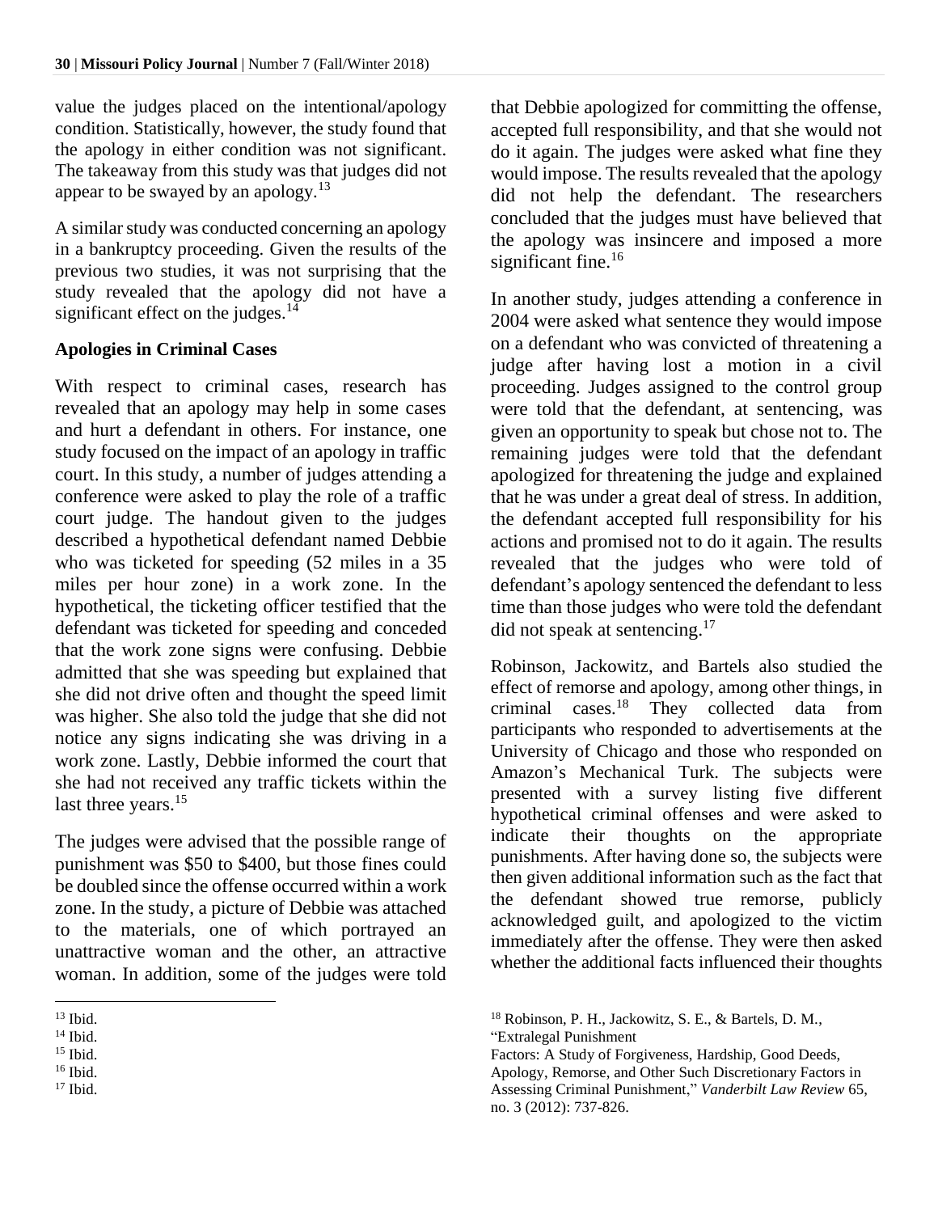value the judges placed on the intentional/apology condition. Statistically, however, the study found that the apology in either condition was not significant. The takeaway from this study was that judges did not appear to be swayed by an apology.[13]

A similar study was conducted concerning an apology in a bankruptcy proceeding. Given the results of the previous two studies, it was not surprising that the study revealed that the apology did not have a significant effect on the judges.[14]

**Apologies in Criminal Cases**

With respect to criminal cases, research has revealed that an apology may help in some cases and hurt a defendant in others. For instance, one study focused on the impact of an apology in traffic court. In this study, a number of judges attending a conference were asked to play the role of a traffic court judge. The handout given to the judges described a hypothetical defendant named Debbie who was ticketed for speeding (52 miles in a 35 miles per hour zone) in a work zone. In the hypothetical, the ticketing officer testified that the defendant was ticketed for speeding and conceded that the work zone signs were confusing. Debbie admitted that she was speeding but explained that she did not drive often and thought the speed limit was higher. She also told the judge that she did not notice any signs indicating she was driving in a work zone. Lastly, Debbie informed the court that she had not received any traffic tickets within the last three years.[15]

The judges were advised that the possible range of punishment was $50 to $400, but those fines could be doubled since the offense occurred within a work zone. In the study, a picture of Debbie was attached to the materials, one of which portrayed an unattractive woman and the other, an attractive woman. In addition, some of the judges were told that Debbie apologized for committing the offense, accepted full responsibility, and that she would not do it again. The judges were asked what fine they would impose. The results revealed that the apology did not help the defendant. The researchers concluded that the judges must have believed that the apology was insincere and imposed a more significant fine.[16]

In another study, judges attending a conference in 2004 were asked what sentence they would impose on a defendant who was convicted of threatening a judge after having lost a motion in a civil proceeding. Judges assigned to the control group were told that the defendant, at sentencing, was given an opportunity to speak but chose not to. The remaining judges were told that the defendant apologized for threatening the judge and explained that he was under a great deal of stress. In addition, the defendant accepted full responsibility for his actions and promised not to do it again. The results revealed that the judges who were told of defendant's apology sentenced the defendant to less time than those judges who were told the defendant did not speak at sentencing.[17]

Robinson, Jackowitz, and Bartels also studied the effect of remorse and apology, among other things, in criminal cases.[18] They collected data from participants who responded to advertisements at the University of Chicago and those who responded on Amazon's Mechanical Turk. The subjects were presented with a survey listing five different hypothetical criminal offenses and were asked to indicate their thoughts on the appropriate punishments. After having done so, the subjects were then given additional information such as the fact that the defendant showed true remorse, publicly acknowledged guilt, and apologized to the victim immediately after the offense. They were then asked whether the additional facts influenced their thoughts

---

[13] Ibid.

[14] Ibid.

[15] Ibid.

[16] Ibid.

[17] Ibid.

[18] Robinson, P. H., Jackowitz, S. E., & Bartels, D. M., "Extralegal Punishment Factors: A Study of Forgiveness, Hardship, Good Deeds, Apology, Remorse, and Other Such Discretionary Factors in Assessing Criminal Punishment," *Vanderbilt Law Review* 65, no. 3 (2012): 737-826.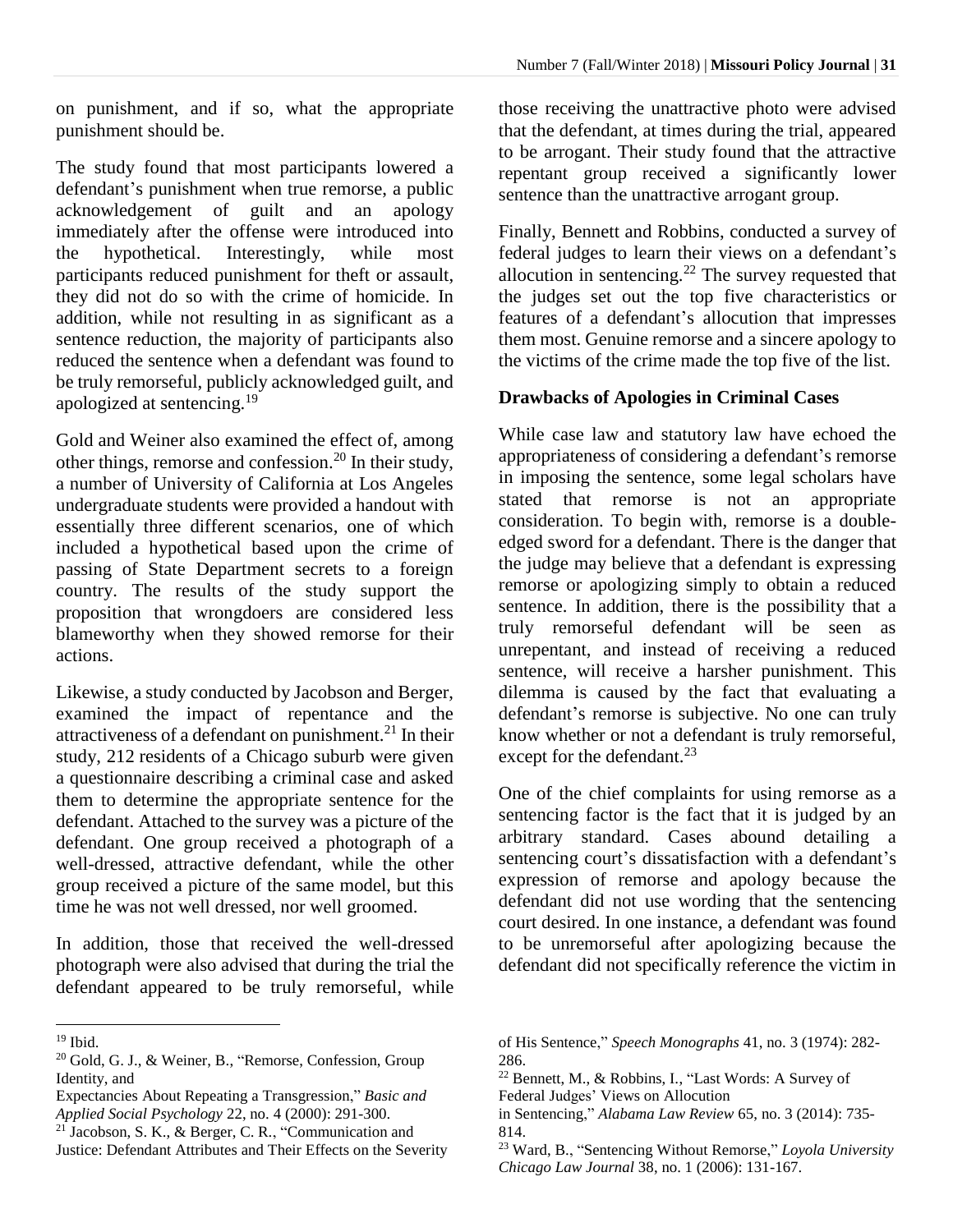on punishment, and if so, what the appropriate punishment should be.

The study found that most participants lowered a defendant's punishment when true remorse, a public acknowledgement of guilt and an apology immediately after the offense were introduced into the hypothetical. Interestingly, while most participants reduced punishment for theft or assault, they did not do so with the crime of homicide. In addition, while not resulting in as significant as a sentence reduction, the majority of participants also reduced the sentence when a defendant was found to be truly remorseful, publicly acknowledged guilt, and apologized at sentencing.[19]

Gold and Weiner also examined the effect of, among other things, remorse and confession.[20] In their study, a number of University of California at Los Angeles undergraduate students were provided a handout with essentially three different scenarios, one of which included a hypothetical based upon the crime of passing of State Department secrets to a foreign country. The results of the study support the proposition that wrongdoers are considered less blameworthy when they showed remorse for their actions.

Likewise, a study conducted by Jacobson and Berger, examined the impact of repentance and the attractiveness of a defendant on punishment.[21] In their study, 212 residents of a Chicago suburb were given a questionnaire describing a criminal case and asked them to determine the appropriate sentence for the defendant. Attached to the survey was a picture of the defendant. One group received a photograph of a well-dressed, attractive defendant, while the other group received a picture of the same model, but this time he was not well dressed, nor well groomed.

In addition, those that received the well-dressed photograph were also advised that during the trial the defendant appeared to be truly remorseful, while those receiving the unattractive photo were advised that the defendant, at times during the trial, appeared to be arrogant. Their study found that the attractive repentant group received a significantly lower sentence than the unattractive arrogant group.

Finally, Bennett and Robbins, conducted a survey of federal judges to learn their views on a defendant's allocution in sentencing.[22] The survey requested that the judges set out the top five characteristics or features of a defendant's allocution that impresses them most. Genuine remorse and a sincere apology to the victims of the crime made the top five of the list.

### Drawbacks of Apologies in Criminal Cases

While case law and statutory law have echoed the appropriateness of considering a defendant's remorse in imposing the sentence, some legal scholars have stated that remorse is not an appropriate consideration. To begin with, remorse is a double-edged sword for a defendant. There is the danger that the judge may believe that a defendant is expressing remorse or apologizing simply to obtain a reduced sentence. In addition, there is the possibility that a truly remorseful defendant will be seen as unrepentant, and instead of receiving a reduced sentence, will receive a harsher punishment. This dilemma is caused by the fact that evaluating a defendant's remorse is subjective. No one can truly know whether or not a defendant is truly remorseful, except for the defendant.[23]

One of the chief complaints for using remorse as a sentencing factor is the fact that it is judged by an arbitrary standard. Cases abound detailing a sentencing court's dissatisfaction with a defendant's expression of remorse and apology because the defendant did not use wording that the sentencing court desired. In one instance, a defendant was found to be unremorseful after apologizing because the defendant did not specifically reference the victim in

---

[19] Ibid.

[20] Gold, G. J., & Weiner, B., "Remorse, Confession, Group Identity, and Expectancies About Repeating a Transgression," *Basic and Applied Social Psychology* 22, no. 4 (2000): 291-300.

[21] Jacobson, S. K., & Berger, C. R., "Communication and Justice: Defendant Attributes and Their Effects on the Severity of His Sentence," *Speech Monographs* 41, no. 3 (1974): 282-286.

[22] Bennett, M., & Robbins, I., "Last Words: A Survey of Federal Judges' Views on Allocution in Sentencing," *Alabama Law Review* 65, no. 3 (2014): 735-814.

[23] Ward, B., "Sentencing Without Remorse," *Loyola University Chicago Law Journal* 38, no. 1 (2006): 131-167.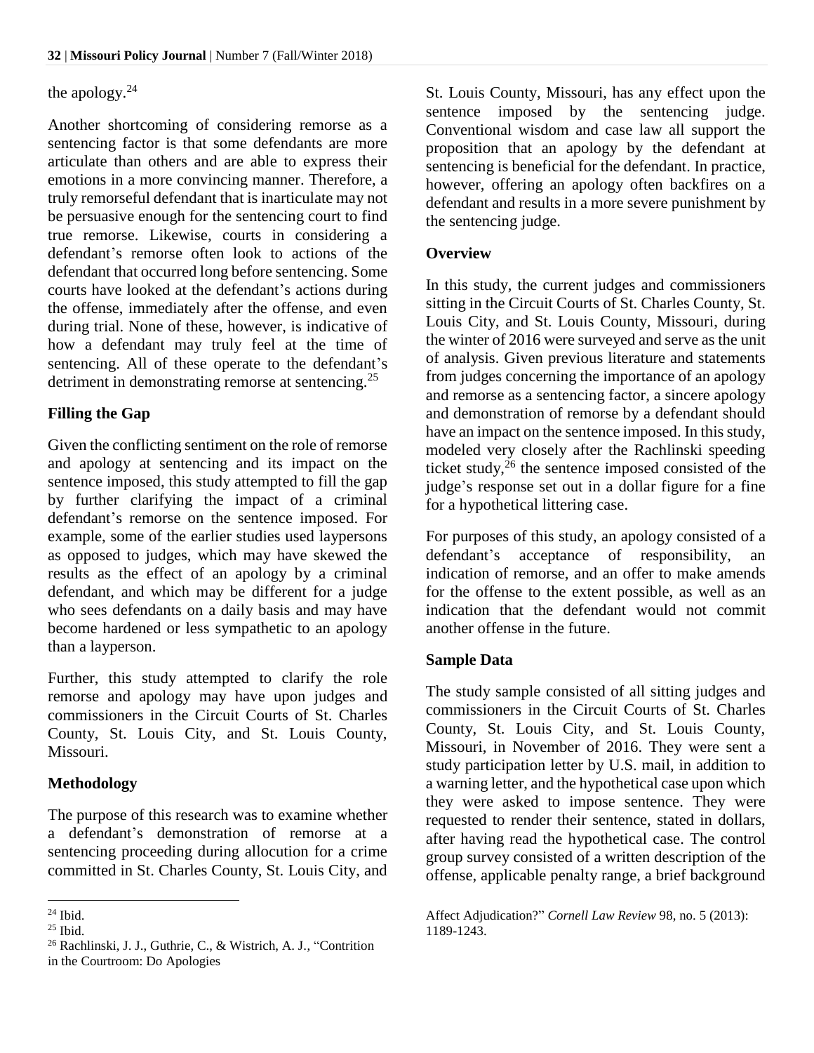the apology.[24]

Another shortcoming of considering remorse as a sentencing factor is that some defendants are more articulate than others and are able to express their emotions in a more convincing manner. Therefore, a truly remorseful defendant that is inarticulate may not be persuasive enough for the sentencing court to find true remorse. Likewise, courts in considering a defendant's remorse often look to actions of the defendant that occurred long before sentencing. Some courts have looked at the defendant's actions during the offense, immediately after the offense, and even during trial. None of these, however, is indicative of how a defendant may truly feel at the time of sentencing. All of these operate to the defendant's detriment in demonstrating remorse at sentencing.[25]

## Filling the Gap

Given the conflicting sentiment on the role of remorse and apology at sentencing and its impact on the sentence imposed, this study attempted to fill the gap by further clarifying the impact of a criminal defendant's remorse on the sentence imposed. For example, some of the earlier studies used laypersons as opposed to judges, which may have skewed the results as the effect of an apology by a criminal defendant, and which may be different for a judge who sees defendants on a daily basis and may have become hardened or less sympathetic to an apology than a layperson.

Further, this study attempted to clarify the role remorse and apology may have upon judges and commissioners in the Circuit Courts of St. Charles County, St. Louis City, and St. Louis County, Missouri.

## Methodology

The purpose of this research was to examine whether a defendant's demonstration of remorse at a sentencing proceeding during allocution for a crime committed in St. Charles County, St. Louis City, and St. Louis County, Missouri, has any effect upon the sentence imposed by the sentencing judge. Conventional wisdom and case law all support the proposition that an apology by the defendant at sentencing is beneficial for the defendant. In practice, however, offering an apology often backfires on a defendant and results in a more severe punishment by the sentencing judge.

## Overview

In this study, the current judges and commissioners sitting in the Circuit Courts of St. Charles County, St. Louis City, and St. Louis County, Missouri, during the winter of 2016 were surveyed and serve as the unit of analysis. Given previous literature and statements from judges concerning the importance of an apology and remorse as a sentencing factor, a sincere apology and demonstration of remorse by a defendant should have an impact on the sentence imposed. In this study, modeled very closely after the Rachlinski speeding ticket study,[26] the sentence imposed consisted of the judge's response set out in a dollar figure for a fine for a hypothetical littering case.

For purposes of this study, an apology consisted of a defendant's acceptance of responsibility, an indication of remorse, and an offer to make amends for the offense to the extent possible, as well as an indication that the defendant would not commit another offense in the future.

## Sample Data

The study sample consisted of all sitting judges and commissioners in the Circuit Courts of St. Charles County, St. Louis City, and St. Louis County, Missouri, in November of 2016. They were sent a study participation letter by U.S. mail, in addition to a warning letter, and the hypothetical case upon which they were asked to impose sentence. They were requested to render their sentence, stated in dollars, after having read the hypothetical case. The control group survey consisted of a written description of the offense, applicable penalty range, a brief background

---

[24] Ibid.

[25] Ibid.

[26] Rachlinski, J. J., Guthrie, C., & Wistrich, A. J., "Contrition in the Courtroom: Do Apologies Affect Adjudication?" *Cornell Law Review* 98, no. 5 (2013): 1189-1243.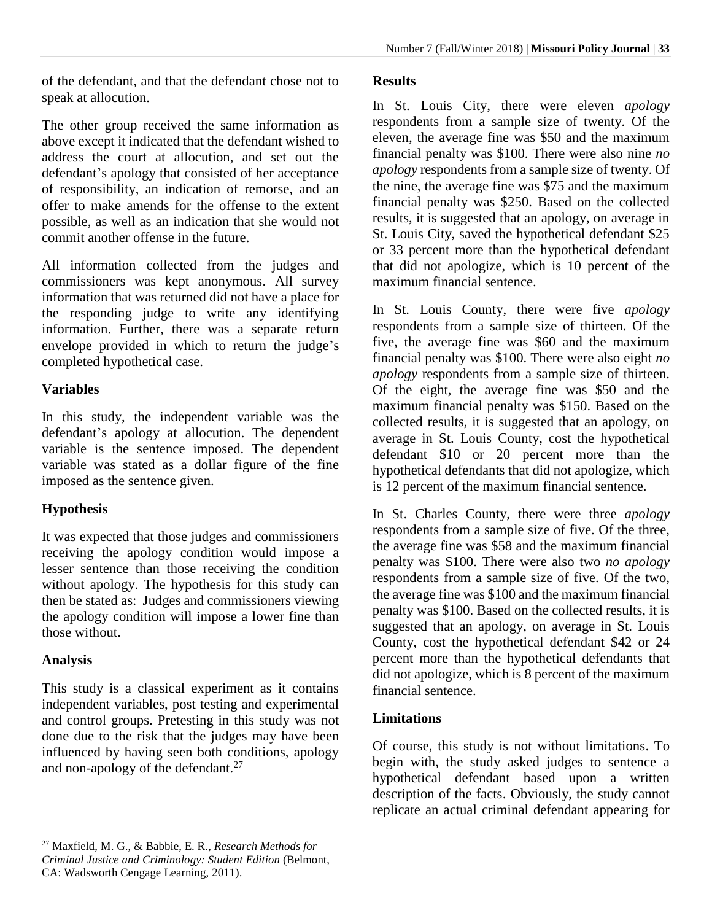of the defendant, and that the defendant chose not to speak at allocution.

The other group received the same information as above except it indicated that the defendant wished to address the court at allocution, and set out the defendant's apology that consisted of her acceptance of responsibility, an indication of remorse, and an offer to make amends for the offense to the extent possible, as well as an indication that she would not commit another offense in the future.

All information collected from the judges and commissioners was kept anonymous. All survey information that was returned did not have a place for the responding judge to write any identifying information. Further, there was a separate return envelope provided in which to return the judge's completed hypothetical case.

### Variables

In this study, the independent variable was the defendant's apology at allocution. The dependent variable is the sentence imposed. The dependent variable was stated as a dollar figure of the fine imposed as the sentence given.

### Hypothesis

It was expected that those judges and commissioners receiving the apology condition would impose a lesser sentence than those receiving the condition without apology. The hypothesis for this study can then be stated as: Judges and commissioners viewing the apology condition will impose a lower fine than those without.

### Analysis

This study is a classical experiment as it contains independent variables, post testing and experimental and control groups. Pretesting in this study was not done due to the risk that the judges may have been influenced by having seen both conditions, apology and non-apology of the defendant.[27]

### Results

In St. Louis City, there were eleven *apology* respondents from a sample size of twenty. Of the eleven, the average fine was $50 and the maximum financial penalty was $100. There were also nine *no apology* respondents from a sample size of twenty. Of the nine, the average fine was $75 and the maximum financial penalty was $250. Based on the collected results, it is suggested that an apology, on average in St. Louis City, saved the hypothetical defendant $25 or 33 percent more than the hypothetical defendant that did not apologize, which is 10 percent of the maximum financial sentence.

In St. Louis County, there were five *apology* respondents from a sample size of thirteen. Of the five, the average fine was $60 and the maximum financial penalty was $100. There were also eight *no apology* respondents from a sample size of thirteen. Of the eight, the average fine was $50 and the maximum financial penalty was $150. Based on the collected results, it is suggested that an apology, on average in St. Louis County, cost the hypothetical defendant $10 or 20 percent more than the hypothetical defendants that did not apologize, which is 12 percent of the maximum financial sentence.

In St. Charles County, there were three *apology* respondents from a sample size of five. Of the three, the average fine was $58 and the maximum financial penalty was $100. There were also two *no apology* respondents from a sample size of five. Of the two, the average fine was $100 and the maximum financial penalty was $100. Based on the collected results, it is suggested that an apology, on average in St. Louis County, cost the hypothetical defendant $42 or 24 percent more than the hypothetical defendants that did not apologize, which is 8 percent of the maximum financial sentence.

### Limitations

Of course, this study is not without limitations. To begin with, the study asked judges to sentence a hypothetical defendant based upon a written description of the facts. Obviously, the study cannot replicate an actual criminal defendant appearing for

---

[27] Maxfield, M. G., & Babbie, E. R., *Research Methods for Criminal Justice and Criminology: Student Edition* (Belmont, CA: Wadsworth Cengage Learning, 2011).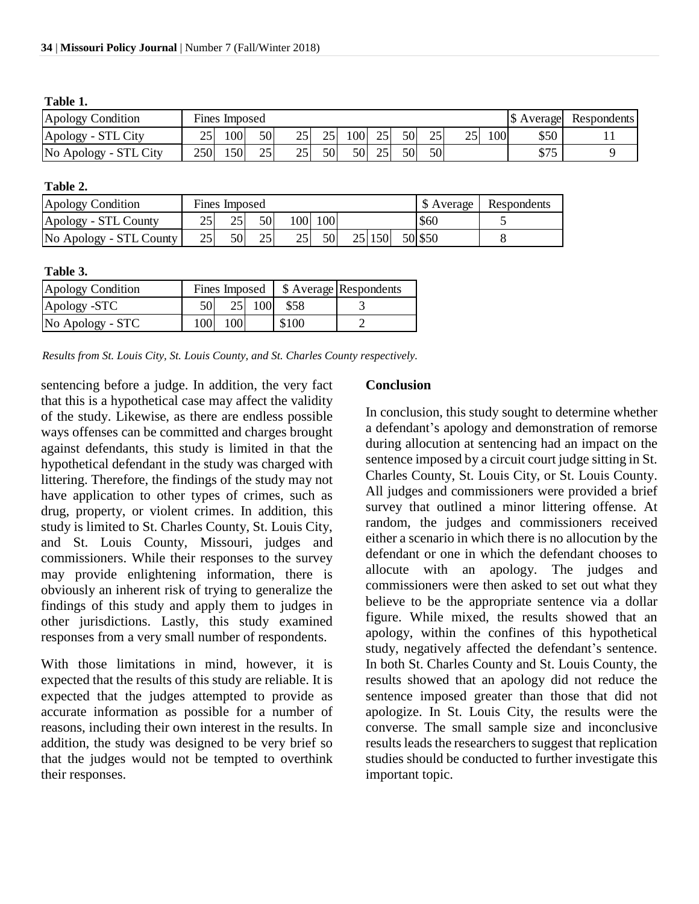**Table 1.**

| Apology Condition | Fines Imposed | | | | | | | | | | | $ Average | Respondents |
|---|---|---|---|---|---|---|---|---|---|---|---|---|---|
| Apology - STL City | 25 | 100 | 50 | 25 | 25 | 100 | 25 | 50 | 25 | 25 | 100 | $50 | 11 |
| No Apology - STL City | 250 | 150 | 25 | 25 | 50 | 50 | 25 | 50 | 50 | | | $75 | 9 |

**Table 2.**

| Apology Condition | Fines Imposed | | | | | | | | $ Average | Respondents |
|---|---|---|---|---|---|---|---|---|---|---|
| Apology - STL County | 25 | 25 | 50 | 100 | 100 | | | | $60 | 5 |
| No Apology - STL County | 25 | 50 | 25 | 25 | 50 | 25 | 150 | 50 | $50 | 8 |

**Table 3.**

| Apology Condition | Fines Imposed | | | $ Average | Respondents |
|---|---|---|---|---|---|
| Apology -STC | 50 | 25 | 100 | $58 | 3 |
| No Apology - STC | 100 | 100 | | $100 | 2 |

*Results from St. Louis City, St. Louis County, and St. Charles County respectively.*

sentencing before a judge. In addition, the very fact that this is a hypothetical case may affect the validity of the study. Likewise, as there are endless possible ways offenses can be committed and charges brought against defendants, this study is limited in that the hypothetical defendant in the study was charged with littering. Therefore, the findings of the study may not have application to other types of crimes, such as drug, property, or violent crimes. In addition, this study is limited to St. Charles County, St. Louis City, and St. Louis County, Missouri, judges and commissioners. While their responses to the survey may provide enlightening information, there is obviously an inherent risk of trying to generalize the findings of this study and apply them to judges in other jurisdictions. Lastly, this study examined responses from a very small number of respondents.

With those limitations in mind, however, it is expected that the results of this study are reliable. It is expected that the judges attempted to provide as accurate information as possible for a number of reasons, including their own interest in the results. In addition, the study was designed to be very brief so that the judges would not be tempted to overthink their responses.

## Conclusion

In conclusion, this study sought to determine whether a defendant's apology and demonstration of remorse during allocution at sentencing had an impact on the sentence imposed by a circuit court judge sitting in St. Charles County, St. Louis City, or St. Louis County. All judges and commissioners were provided a brief survey that outlined a minor littering offense. At random, the judges and commissioners received either a scenario in which there is no allocution by the defendant or one in which the defendant chooses to allocute with an apology. The judges and commissioners were then asked to set out what they believe to be the appropriate sentence via a dollar figure. While mixed, the results showed that an apology, within the confines of this hypothetical study, negatively affected the defendant's sentence. In both St. Charles County and St. Louis County, the results showed that an apology did not reduce the sentence imposed greater than those that did not apologize. In St. Louis City, the results were the converse. The small sample size and inconclusive results leads the researchers to suggest that replication studies should be conducted to further investigate this important topic.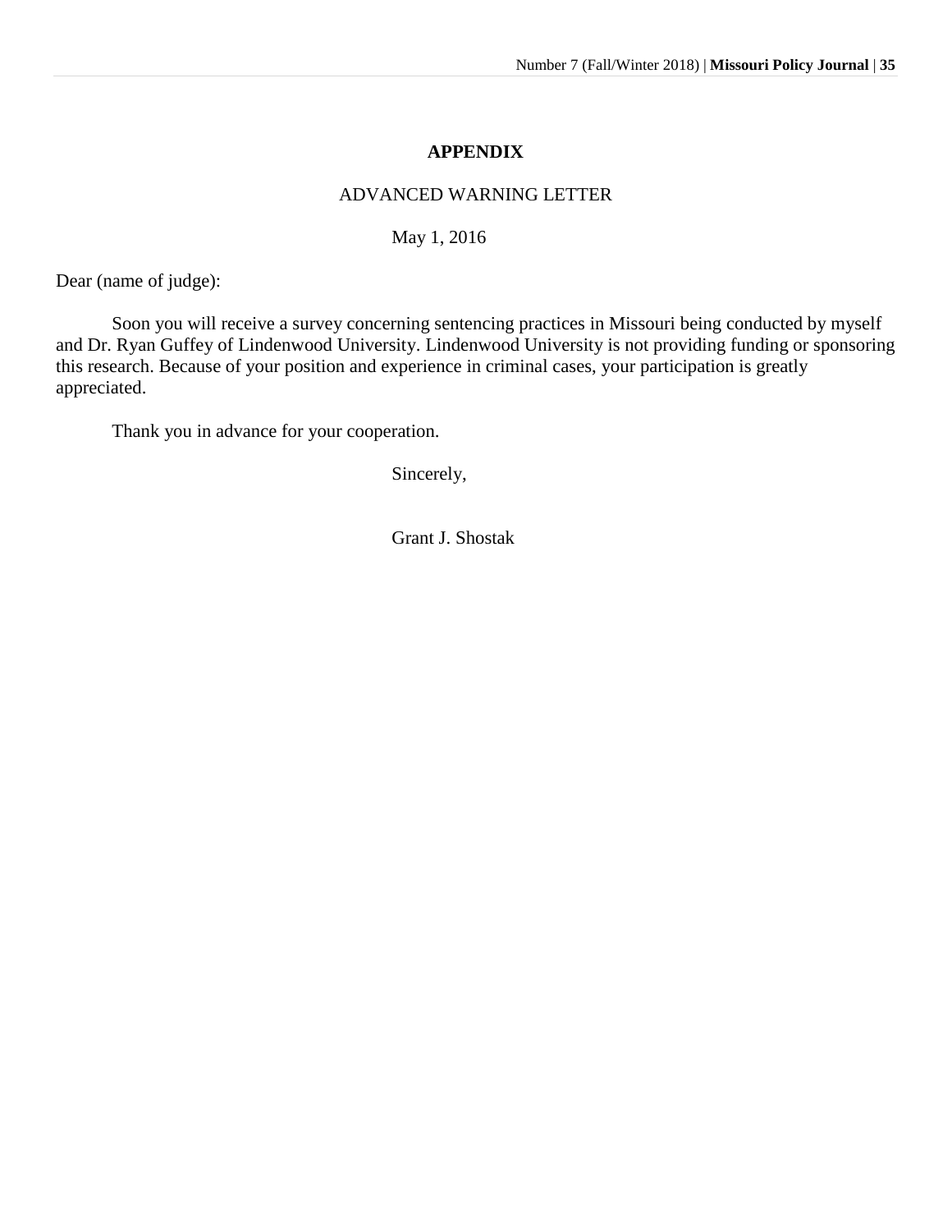## APPENDIX

ADVANCED WARNING LETTER

May 1, 2016

Dear (name of judge):

Soon you will receive a survey concerning sentencing practices in Missouri being conducted by myself and Dr. Ryan Guffey of Lindenwood University. Lindenwood University is not providing funding or sponsoring this research. Because of your position and experience in criminal cases, your participation is greatly appreciated.

Thank you in advance for your cooperation.

Sincerely,

Grant J. Shostak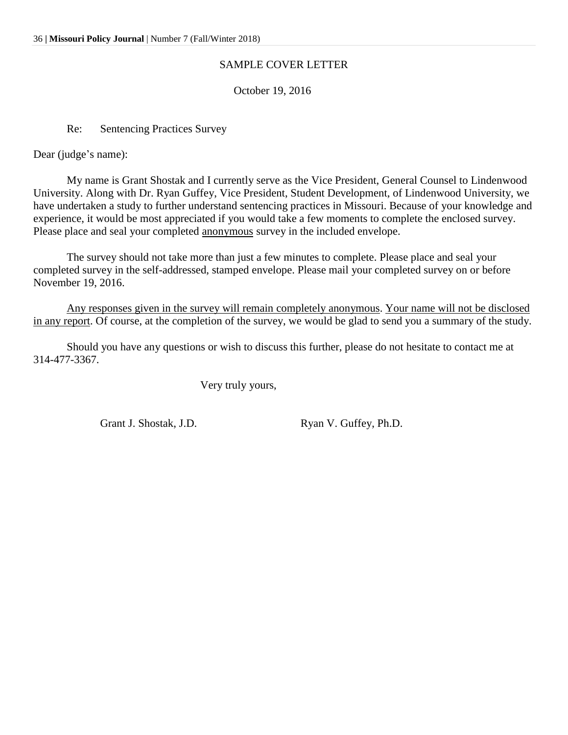SAMPLE COVER LETTER

October 19, 2016

Re: Sentencing Practices Survey

Dear (judge's name):

My name is Grant Shostak and I currently serve as the Vice President, General Counsel to Lindenwood University. Along with Dr. Ryan Guffey, Vice President, Student Development, of Lindenwood University, we have undertaken a study to further understand sentencing practices in Missouri. Because of your knowledge and experience, it would be most appreciated if you would take a few moments to complete the enclosed survey. Please place and seal your completed <u>anonymous</u> survey in the included envelope.

The survey should not take more than just a few minutes to complete. Please place and seal your completed survey in the self-addressed, stamped envelope. Please mail your completed survey on or before November 19, 2016.

<u>Any responses given in the survey will remain completely anonymous</u>. <u>Your name will not be disclosed in any report</u>. Of course, at the completion of the survey, we would be glad to send you a summary of the study.

Should you have any questions or wish to discuss this further, please do not hesitate to contact me at 314-477-3367.

Very truly yours,

Grant J. Shostak, J.D. Ryan V. Guffey, Ph.D.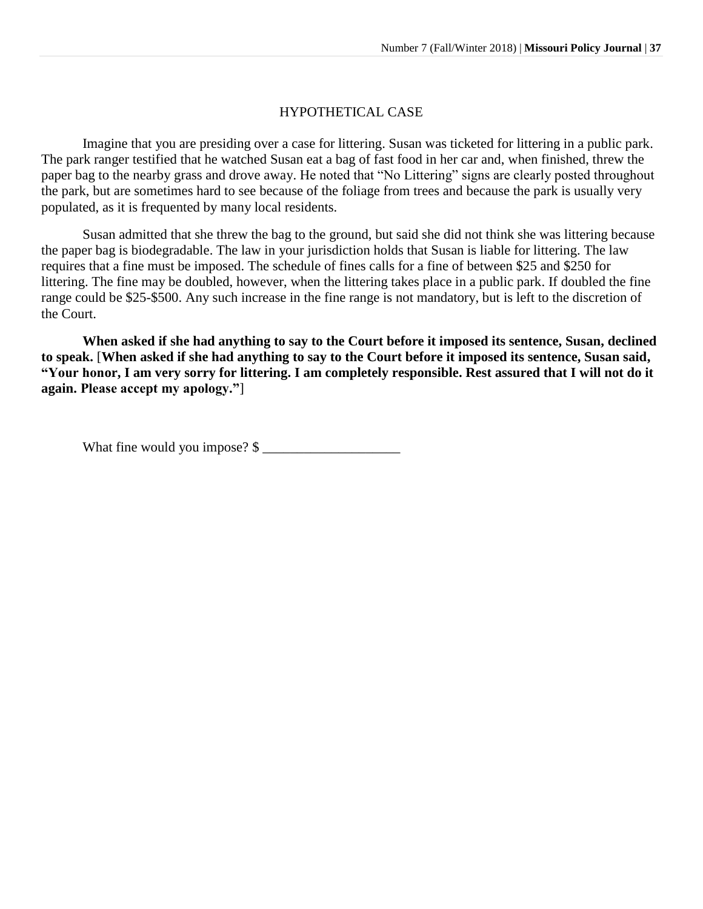## HYPOTHETICAL CASE

Imagine that you are presiding over a case for littering. Susan was ticketed for littering in a public park. The park ranger testified that he watched Susan eat a bag of fast food in her car and, when finished, threw the paper bag to the nearby grass and drove away. He noted that “No Littering” signs are clearly posted throughout the park, but are sometimes hard to see because of the foliage from trees and because the park is usually very populated, as it is frequented by many local residents.

Susan admitted that she threw the bag to the ground, but said she did not think she was littering because the paper bag is biodegradable. The law in your jurisdiction holds that Susan is liable for littering. The law requires that a fine must be imposed. The schedule of fines calls for a fine of between $25 and $250 for littering. The fine may be doubled, however, when the littering takes place in a public park. If doubled the fine range could be $25-$500. Any such increase in the fine range is not mandatory, but is left to the discretion of the Court.

**When asked if she had anything to say to the Court before it imposed its sentence, Susan, declined to speak.** [**When asked if she had anything to say to the Court before it imposed its sentence, Susan said, “Your honor, I am very sorry for littering. I am completely responsible. Rest assured that I will not do it again. Please accept my apology.”**]

What fine would you impose? $ ____________________